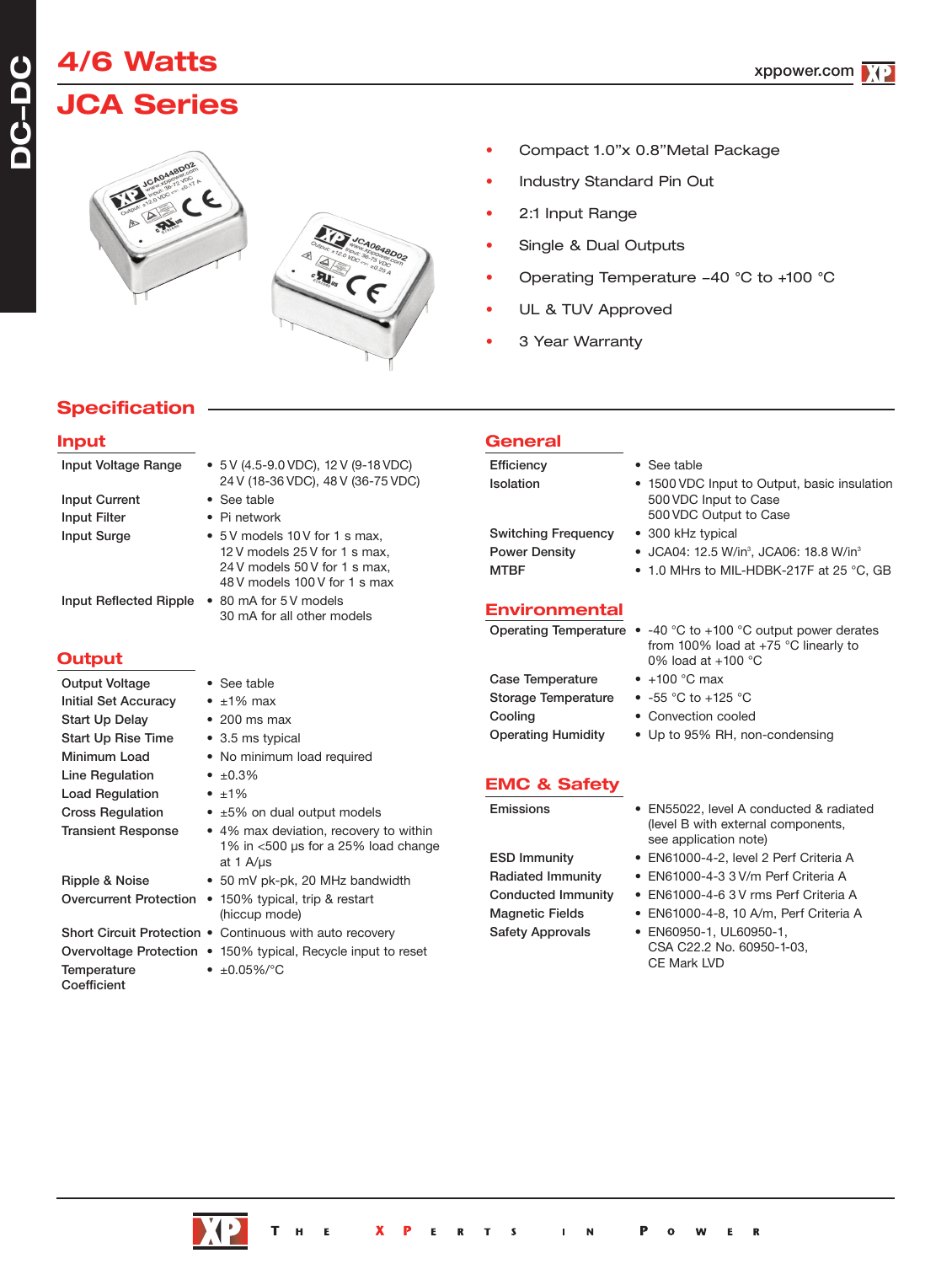# 4/6 Watts

# JCA Series

- Compact 1.0"x 0.8"Metal Package
- Industry Standard Pin Out
- 2:1 Input Range
- Single & Dual Outputs
- Operating Temperature –40 °C to +100 °C
- UL & TUV Approved
- 3 Year Warranty

## Specification

### Input

| | |
|---|---|
| Input Voltage Range | • 5 V (4.5-9.0 VDC), 12 V (9-18 VDC) 24 V (18-36 VDC), 48 V (36-75 VDC) |
| Input Current | • See table |
| Input Filter | • Pi network |
| Input Surge | • 5 V models 10 V for 1 s max, 12 V models 25 V for 1 s max, 24 V models 50 V for 1 s max, 48 V models 100 V for 1 s max |
| Input Reflected Ripple | • 80 mA for 5 V models 30 mA for all other models |

### Output

| | |
|---|---|
| Output Voltage | • See table |
| Initial Set Accuracy | • ±1% max |
| Start Up Delay | • 200 ms max |
| Start Up Rise Time | • 3.5 ms typical |
| Minimum Load | • No minimum load required |
| Line Regulation | • ±0.3% |
| Load Regulation | • ±1% |
| Cross Regulation | • ±5% on dual output models |
| Transient Response | • 4% max deviation, recovery to within 1% in <500 µs for a 25% load change at 1 A/µs |
| Ripple & Noise | • 50 mV pk-pk, 20 MHz bandwidth |
| Overcurrent Protection | • 150% typical, trip & restart (hiccup mode) |
| Short Circuit Protection | • Continuous with auto recovery |
| Overvoltage Protection | • 150% typical, Recycle input to reset |
| Temperature Coefficient | • ±0.05%/°C |

### General

| | |
|---|---|
| Efficiency | • See table |
| Isolation | • 1500 VDC Input to Output, basic insulation 500 VDC Input to Case 500 VDC Output to Case |
| Switching Frequency | • 300 kHz typical |
| Power Density | • JCA04: 12.5 W/in³, JCA06: 18.8 W/in³ |
| MTBF | • 1.0 MHrs to MIL-HDBK-217F at 25 °C, GB |

### Environmental

| | |
|---|---|
| Operating Temperature | • -40 °C to +100 °C output power derates from 100% load at +75 °C linearly to 0% load at +100 °C |
| Case Temperature | • +100 °C max |
| Storage Temperature | • -55 °C to +125 °C |
| Cooling | • Convection cooled |
| Operating Humidity | • Up to 95% RH, non-condensing |

### EMC & Safety

| | |
|---|---|
| Emissions | • EN55022, level A conducted & radiated (level B with external components, see application note) |
| ESD Immunity | • EN61000-4-2, level 2 Perf Criteria A |
| Radiated Immunity | • EN61000-4-3 3 V/m Perf Criteria A |
| Conducted Immunity | • EN61000-4-6 3 V rms Perf Criteria A |
| Magnetic Fields | • EN61000-4-8, 10 A/m, Perf Criteria A |
| Safety Approvals | • EN60950-1, UL60950-1, CSA C22.2 No. 60950-1-03, CE Mark LVD |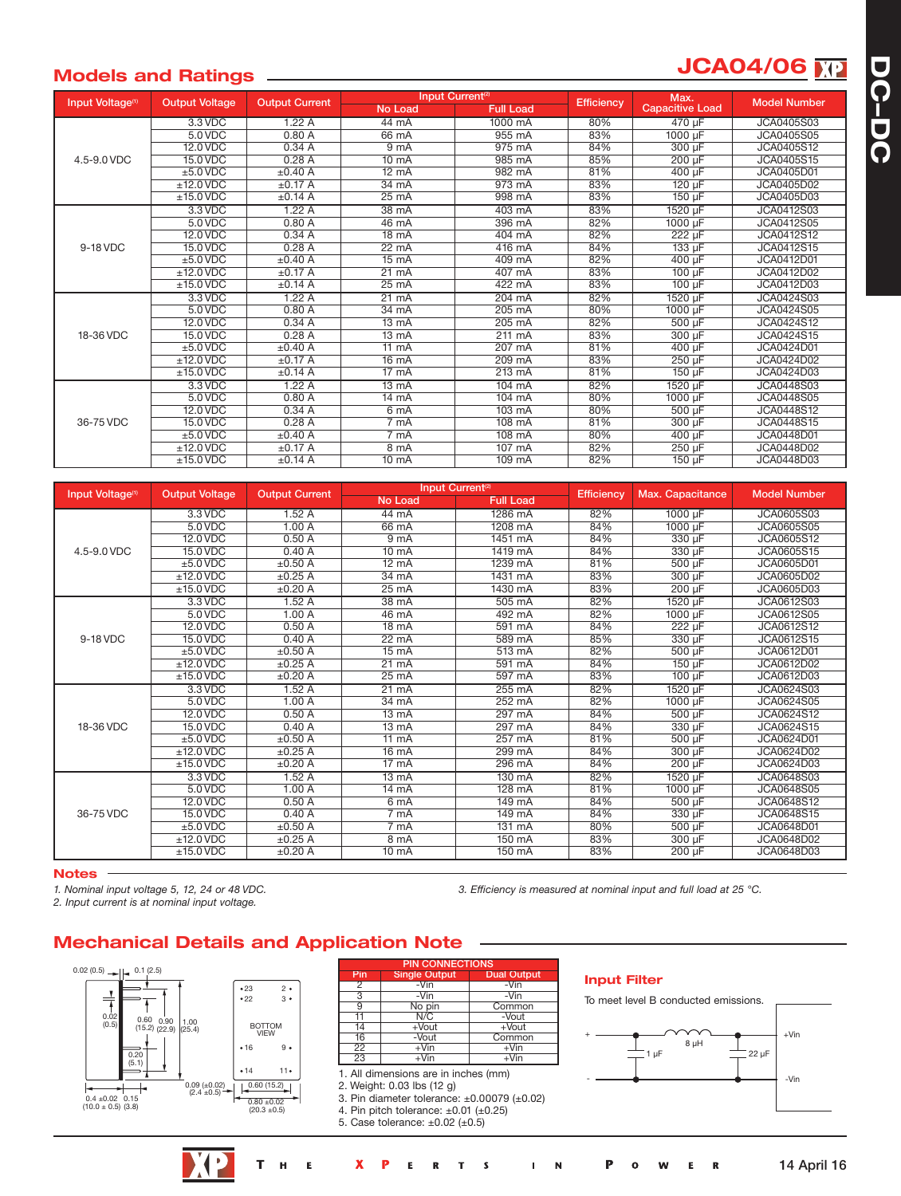## Models and Ratings

# JCA04/06

| Input Voltage[1] | Output Voltage | Output Current | Input Current[2] | | Efficiency | Max. Capacitive Load | Model Number |
|---|---|---|---|---|---|---|---|
| | | | No Load | Full Load | | | |
| 4.5-9.0 VDC | 3.3 VDC | 1.22 A | 44 mA | 1000 mA | 80% | 470 µF | JCA0405S03 |
| | 5.0 VDC | 0.80 A | 66 mA | 955 mA | 83% | 1000 µF | JCA0405S05 |
| | 12.0 VDC | 0.34 A | 9 mA | 975 mA | 84% | 300 µF | JCA0405S12 |
| | 15.0 VDC | 0.28 A | 10 mA | 985 mA | 85% | 200 µF | JCA0405S15 |
| | ±5.0 VDC | ±0.40 A | 12 mA | 982 mA | 81% | 400 µF | JCA0405D01 |
| | ±12.0 VDC | ±0.17 A | 34 mA | 973 mA | 83% | 120 µF | JCA0405D02 |
| | ±15.0 VDC | ±0.14 A | 25 mA | 998 mA | 83% | 150 µF | JCA0405D03 |
| 9-18 VDC | 3.3 VDC | 1.22 A | 38 mA | 403 mA | 83% | 1520 µF | JCA0412S03 |
| | 5.0 VDC | 0.80 A | 46 mA | 396 mA | 82% | 1000 µF | JCA0412S05 |
| | 12.0 VDC | 0.34 A | 18 mA | 404 mA | 82% | 222 µF | JCA0412S12 |
| | 15.0 VDC | 0.28 A | 22 mA | 416 mA | 84% | 133 µF | JCA0412S15 |
| | ±5.0 VDC | ±0.40 A | 15 mA | 409 mA | 82% | 400 µF | JCA0412D01 |
| | ±12.0 VDC | ±0.17 A | 21 mA | 407 mA | 83% | 100 µF | JCA0412D02 |
| | ±15.0 VDC | ±0.14 A | 25 mA | 422 mA | 83% | 100 µF | JCA0412D03 |
| 18-36 VDC | 3.3 VDC | 1.22 A | 21 mA | 204 mA | 82% | 1520 µF | JCA0424S03 |
| | 5.0 VDC | 0.80 A | 34 mA | 205 mA | 80% | 1000 µF | JCA0424S05 |
| | 12.0 VDC | 0.34 A | 13 mA | 205 mA | 82% | 500 µF | JCA0424S12 |
| | 15.0 VDC | 0.28 A | 13 mA | 211 mA | 83% | 300 µF | JCA0424S15 |
| | ±5.0 VDC | ±0.40 A | 11 mA | 207 mA | 81% | 400 µF | JCA0424D01 |
| | ±12.0 VDC | ±0.17 A | 16 mA | 209 mA | 83% | 250 µF | JCA0424D02 |
| | ±15.0 VDC | ±0.14 A | 17 mA | 213 mA | 81% | 150 µF | JCA0424D03 |
| 36-75 VDC | 3.3 VDC | 1.22 A | 13 mA | 104 mA | 82% | 1520 µF | JCA0448S03 |
| | 5.0 VDC | 0.80 A | 14 mA | 104 mA | 80% | 1000 µF | JCA0448S05 |
| | 12.0 VDC | 0.34 A | 6 mA | 103 mA | 80% | 500 µF | JCA0448S12 |
| | 15.0 VDC | 0.28 A | 7 mA | 108 mA | 81% | 300 µF | JCA0448S15 |
| | ±5.0 VDC | ±0.40 A | 7 mA | 108 mA | 80% | 400 µF | JCA0448D01 |
| | ±12.0 VDC | ±0.17 A | 8 mA | 107 mA | 82% | 250 µF | JCA0448D02 |
| | ±15.0 VDC | ±0.14 A | 10 mA | 109 mA | 82% | 150 µF | JCA0448D03 |

| Input Voltage[1] | Output Voltage | Output Current | Input Current[2] | | Efficiency | Max. Capacitance | Model Number |
|---|---|---|---|---|---|---|---|
| | | | No Load | Full Load | | | |
| 4.5-9.0 VDC | 3.3 VDC | 1.52 A | 44 mA | 1286 mA | 82% | 1000 µF | JCA0605S03 |
| | 5.0 VDC | 1.00 A | 66 mA | 1208 mA | 84% | 1000 µF | JCA0605S05 |
| | 12.0 VDC | 0.50 A | 9 mA | 1451 mA | 84% | 330 µF | JCA0605S12 |
| | 15.0 VDC | 0.40 A | 10 mA | 1419 mA | 84% | 330 µF | JCA0605S15 |
| | ±5.0 VDC | ±0.50 A | 12 mA | 1239 mA | 81% | 500 µF | JCA0605D01 |
| | ±12.0 VDC | ±0.25 A | 34 mA | 1431 mA | 83% | 300 µF | JCA0605D02 |
| | ±15.0 VDC | ±0.20 A | 25 mA | 1430 mA | 83% | 200 µF | JCA0605D03 |
| 9-18 VDC | 3.3 VDC | 1.52 A | 38 mA | 505 mA | 82% | 1520 µF | JCA0612S03 |
| | 5.0 VDC | 1.00 A | 46 mA | 492 mA | 82% | 1000 µF | JCA0612S05 |
| | 12.0 VDC | 0.50 A | 18 mA | 591 mA | 84% | 222 µF | JCA0612S12 |
| | 15.0 VDC | 0.40 A | 22 mA | 589 mA | 85% | 330 µF | JCA0612S15 |
| | ±5.0 VDC | ±0.50 A | 15 mA | 513 mA | 82% | 500 µF | JCA0612D01 |
| | ±12.0 VDC | ±0.25 A | 21 mA | 591 mA | 84% | 150 µF | JCA0612D02 |
| | ±15.0 VDC | ±0.20 A | 25 mA | 597 mA | 83% | 100 µF | JCA0612D03 |
| 18-36 VDC | 3.3 VDC | 1.52 A | 21 mA | 255 mA | 82% | 1520 µF | JCA0624S03 |
| | 5.0 VDC | 1.00 A | 34 mA | 252 mA | 82% | 1000 µF | JCA0624S05 |
| | 12.0 VDC | 0.50 A | 13 mA | 297 mA | 84% | 500 µF | JCA0624S12 |
| | 15.0 VDC | 0.40 A | 13 mA | 297 mA | 84% | 330 µF | JCA0624S15 |
| | ±5.0 VDC | ±0.50 A | 11 mA | 257 mA | 81% | 500 µF | JCA0624D01 |
| | ±12.0 VDC | ±0.25 A | 16 mA | 299 mA | 84% | 300 µF | JCA0624D02 |
| | ±15.0 VDC | ±0.20 A | 17 mA | 296 mA | 84% | 200 µF | JCA0624D03 |
| 36-75 VDC | 3.3 VDC | 1.52 A | 13 mA | 130 mA | 82% | 1520 µF | JCA0648S03 |
| | 5.0 VDC | 1.00 A | 14 mA | 128 mA | 81% | 1000 µF | JCA0648S05 |
| | 12.0 VDC | 0.50 A | 6 mA | 149 mA | 84% | 500 µF | JCA0648S12 |
| | 15.0 VDC | 0.40 A | 7 mA | 149 mA | 84% | 330 µF | JCA0648S15 |
| | ±5.0 VDC | ±0.50 A | 7 mA | 131 mA | 80% | 500 µF | JCA0648D01 |
| | ±12.0 VDC | ±0.25 A | 8 mA | 150 mA | 83% | 300 µF | JCA0648D02 |
| | ±15.0 VDC | ±0.20 A | 10 mA | 150 mA | 83% | 200 µF | JCA0648D03 |

## Notes

*1. Nominal input voltage 5, 12, 24 or 48 VDC.*
*2. Input current is at nominal input voltage.*
*3. Efficiency is measured at nominal input and full load at 25 °C.*

## Mechanical Details and Application Note

0.02 (0.5) 0.1 (2.5)
0.02 (0.5)
0.60 (15.2) 0.90 (22.9) 1.00 (25.4)
0.20 (5.1)
0.4 ±0.02 (10.0 ± 0.5) 0.15 (3.8)
0.09 (±0.02) (2.4 ±0.5)
BOTTOM VIEW
23 2
22 3
16 9
14 11
0.60 (15.2)
0.80 ±0.02 (20.3 ±0.5)

| PIN CONNECTIONS | | |
|---|---|---|
| Pin | Single Output | Dual Output |
| 2 | -Vin | -Vin |
| 3 | -Vin | -Vin |
| 9 | No pin | Common |
| 11 | N/C | -Vout |
| 14 | +Vout | +Vout |
| 16 | -Vout | Common |
| 22 | +Vin | +Vin |
| 23 | +Vin | +Vin |

1. All dimensions are in inches (mm)
2. Weight: 0.03 lbs (12 g)
3. Pin diameter tolerance: ±0.00079 (±0.02)
4. Pin pitch tolerance: ±0.01 (±0.25)
5. Case tolerance: ±0.02 (±0.5)

### Input Filter

To meet level B conducted emissions.

+ 
- 
8 µH
1 µF
22 µF
+Vin
-Vin

14 April 16